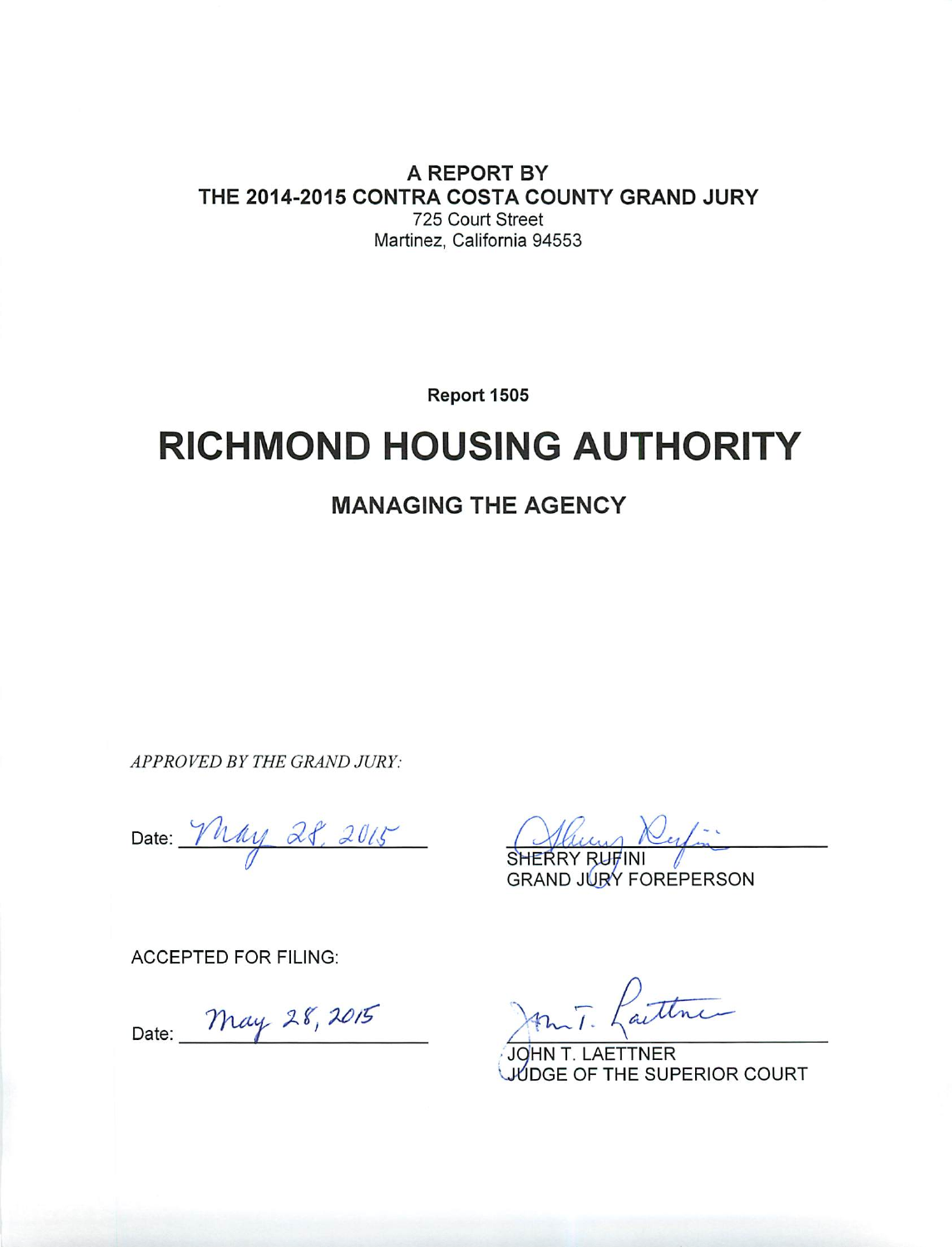**A REPORT BY**
**THE 2014-2015 CONTRA COSTA COUNTY GRAND JURY**
725 Court Street
Martinez, California 94553

**Report 1505**

# RICHMOND HOUSING AUTHORITY

## MANAGING THE AGENCY

*APPROVED BY THE GRAND JURY:*

Date: May 28, 2015

SHERRY RUFINI
GRAND JURY FOREPERSON

ACCEPTED FOR FILING:

Date: May 28, 2015

JOHN T. LAETTNER
JUDGE OF THE SUPERIOR COURT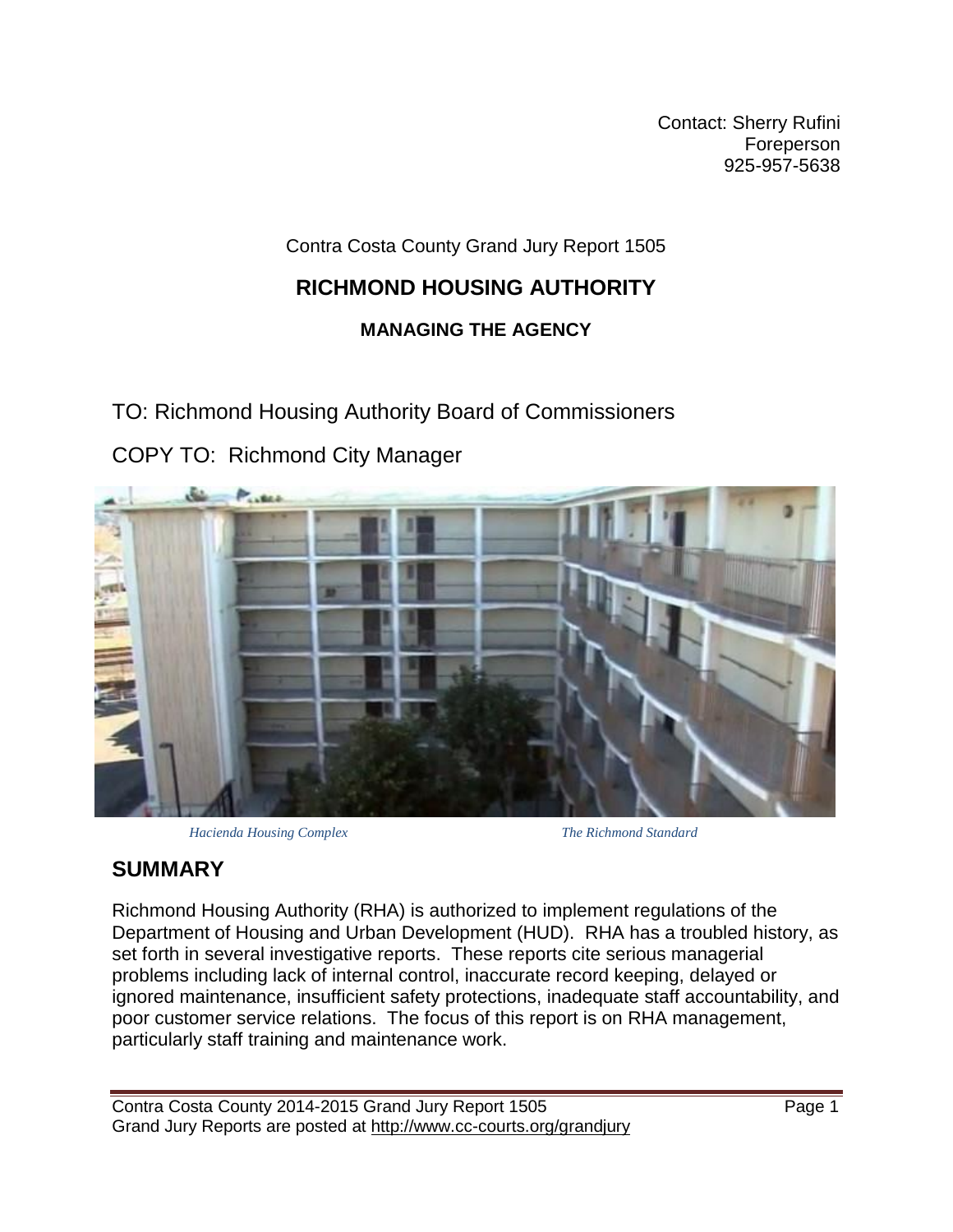Contact: Sherry Rufini
Foreperson
925-957-5638

Contra Costa County Grand Jury Report 1505

# RICHMOND HOUSING AUTHORITY

### MANAGING THE AGENCY

TO: Richmond Housing Authority Board of Commissioners

COPY TO: Richmond City Manager

*Hacienda Housing Complex* *The Richmond Standard*

## SUMMARY

Richmond Housing Authority (RHA) is authorized to implement regulations of the Department of Housing and Urban Development (HUD). RHA has a troubled history, as set forth in several investigative reports. These reports cite serious managerial problems including lack of internal control, inaccurate record keeping, delayed or ignored maintenance, insufficient safety protections, inadequate staff accountability, and poor customer service relations. The focus of this report is on RHA management, particularly staff training and maintenance work.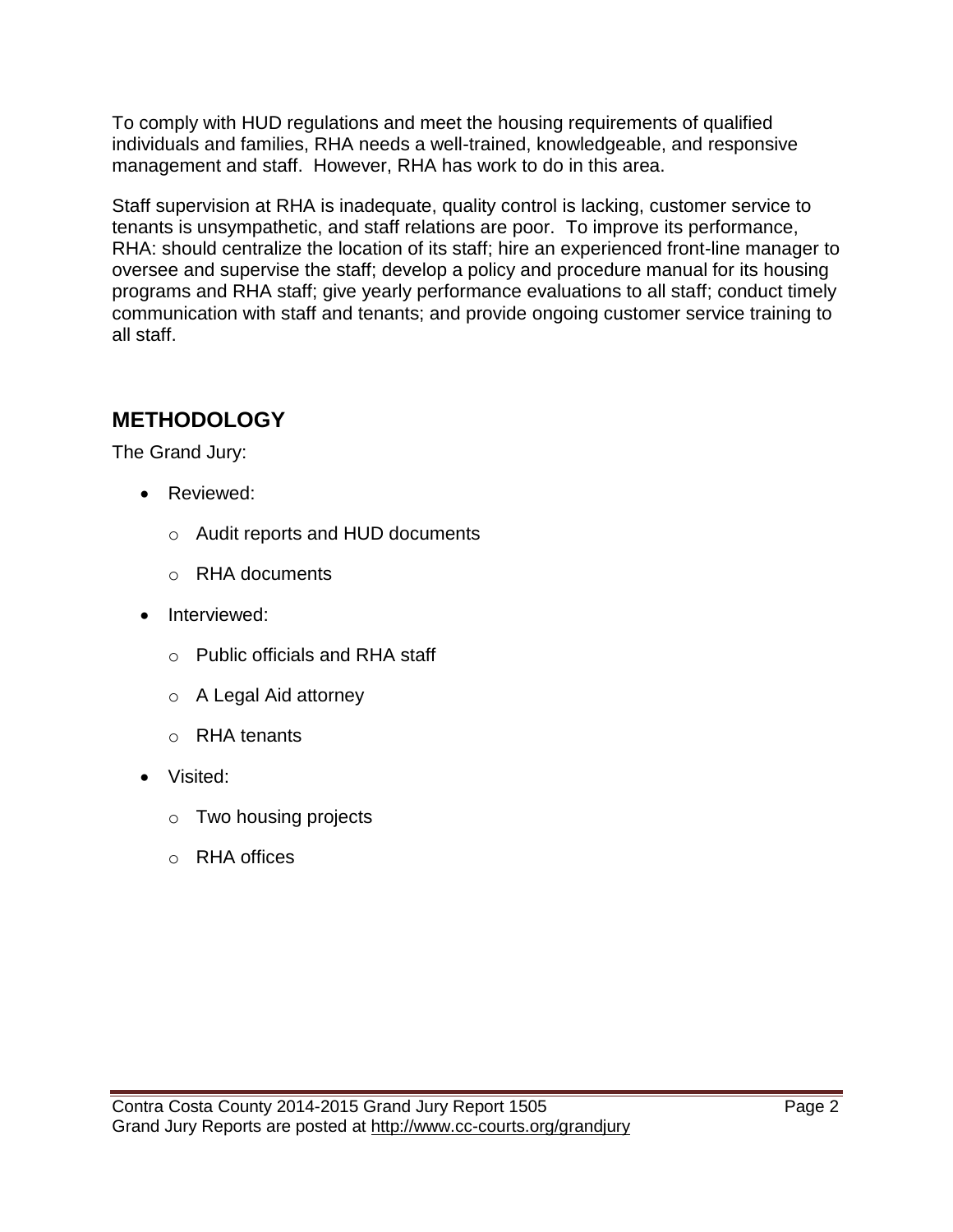To comply with HUD regulations and meet the housing requirements of qualified individuals and families, RHA needs a well-trained, knowledgeable, and responsive management and staff. However, RHA has work to do in this area.

Staff supervision at RHA is inadequate, quality control is lacking, customer service to tenants is unsympathetic, and staff relations are poor. To improve its performance, RHA: should centralize the location of its staff; hire an experienced front-line manager to oversee and supervise the staff; develop a policy and procedure manual for its housing programs and RHA staff; give yearly performance evaluations to all staff; conduct timely communication with staff and tenants; and provide ongoing customer service training to all staff.

## METHODOLOGY

The Grand Jury:

- Reviewed:
  - Audit reports and HUD documents
  - RHA documents
- Interviewed:
  - Public officials and RHA staff
  - A Legal Aid attorney
  - RHA tenants
- Visited:
  - Two housing projects
  - RHA offices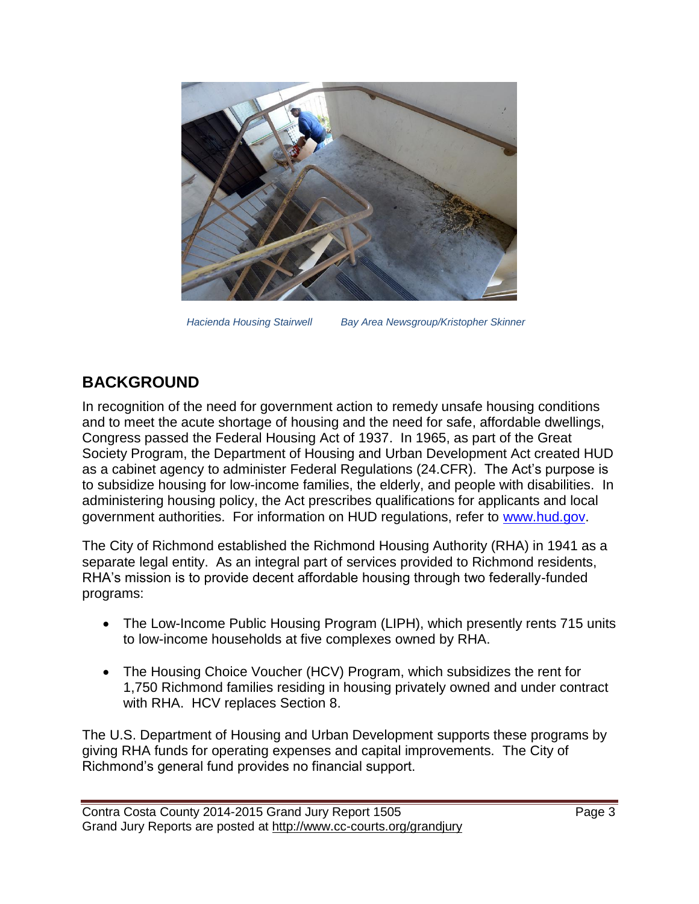*Hacienda Housing Stairwell        Bay Area Newsgroup/Kristopher Skinner*

## BACKGROUND

In recognition of the need for government action to remedy unsafe housing conditions and to meet the acute shortage of housing and the need for safe, affordable dwellings, Congress passed the Federal Housing Act of 1937. In 1965, as part of the Great Society Program, the Department of Housing and Urban Development Act created HUD as a cabinet agency to administer Federal Regulations (24.CFR). The Act's purpose is to subsidize housing for low-income families, the elderly, and people with disabilities. In administering housing policy, the Act prescribes qualifications for applicants and local government authorities. For information on HUD regulations, refer to www.hud.gov.

The City of Richmond established the Richmond Housing Authority (RHA) in 1941 as a separate legal entity. As an integral part of services provided to Richmond residents, RHA's mission is to provide decent affordable housing through two federally-funded programs:

- The Low-Income Public Housing Program (LIPH), which presently rents 715 units to low-income households at five complexes owned by RHA.
- The Housing Choice Voucher (HCV) Program, which subsidizes the rent for 1,750 Richmond families residing in housing privately owned and under contract with RHA. HCV replaces Section 8.

The U.S. Department of Housing and Urban Development supports these programs by giving RHA funds for operating expenses and capital improvements. The City of Richmond's general fund provides no financial support.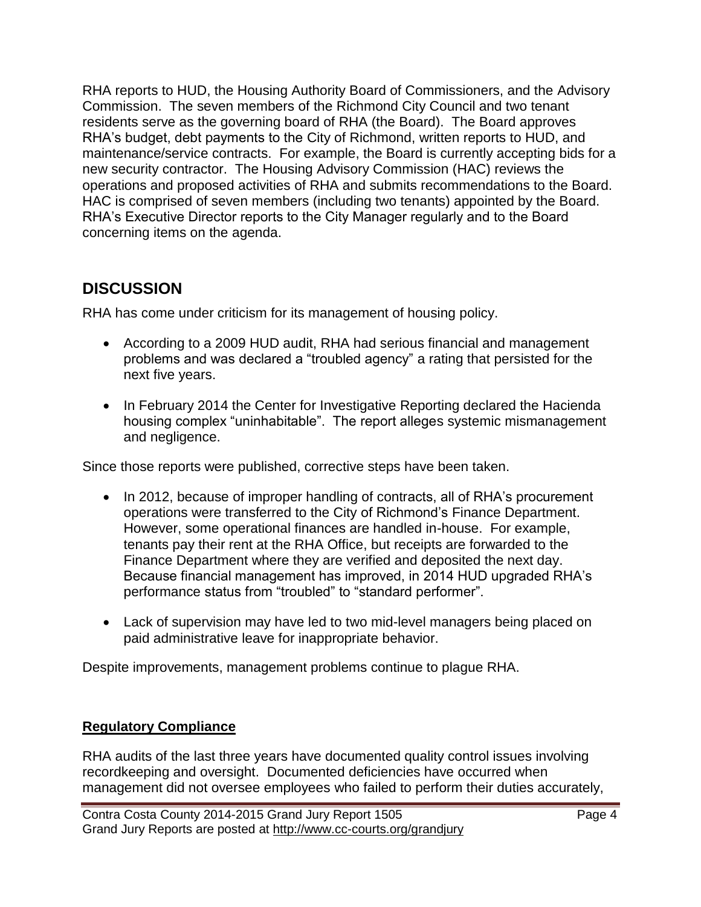RHA reports to HUD, the Housing Authority Board of Commissioners, and the Advisory Commission. The seven members of the Richmond City Council and two tenant residents serve as the governing board of RHA (the Board). The Board approves RHA's budget, debt payments to the City of Richmond, written reports to HUD, and maintenance/service contracts. For example, the Board is currently accepting bids for a new security contractor. The Housing Advisory Commission (HAC) reviews the operations and proposed activities of RHA and submits recommendations to the Board. HAC is comprised of seven members (including two tenants) appointed by the Board. RHA's Executive Director reports to the City Manager regularly and to the Board concerning items on the agenda.

## DISCUSSION

RHA has come under criticism for its management of housing policy.

- According to a 2009 HUD audit, RHA had serious financial and management problems and was declared a "troubled agency" a rating that persisted for the next five years.
- In February 2014 the Center for Investigative Reporting declared the Hacienda housing complex "uninhabitable". The report alleges systemic mismanagement and negligence.

Since those reports were published, corrective steps have been taken.

- In 2012, because of improper handling of contracts, all of RHA's procurement operations were transferred to the City of Richmond's Finance Department. However, some operational finances are handled in-house. For example, tenants pay their rent at the RHA Office, but receipts are forwarded to the Finance Department where they are verified and deposited the next day. Because financial management has improved, in 2014 HUD upgraded RHA's performance status from "troubled" to "standard performer".
- Lack of supervision may have led to two mid-level managers being placed on paid administrative leave for inappropriate behavior.

Despite improvements, management problems continue to plague RHA.

### Regulatory Compliance

RHA audits of the last three years have documented quality control issues involving recordkeeping and oversight. Documented deficiencies have occurred when management did not oversee employees who failed to perform their duties accurately,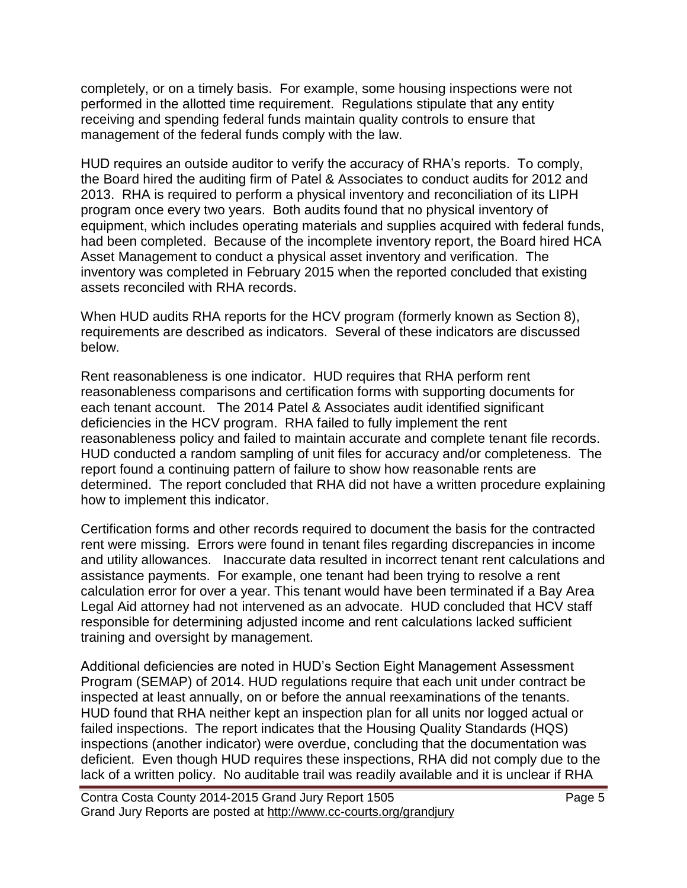completely, or on a timely basis. For example, some housing inspections were not performed in the allotted time requirement. Regulations stipulate that any entity receiving and spending federal funds maintain quality controls to ensure that management of the federal funds comply with the law.

HUD requires an outside auditor to verify the accuracy of RHA's reports. To comply, the Board hired the auditing firm of Patel & Associates to conduct audits for 2012 and 2013. RHA is required to perform a physical inventory and reconciliation of its LIPH program once every two years. Both audits found that no physical inventory of equipment, which includes operating materials and supplies acquired with federal funds, had been completed. Because of the incomplete inventory report, the Board hired HCA Asset Management to conduct a physical asset inventory and verification. The inventory was completed in February 2015 when the reported concluded that existing assets reconciled with RHA records.

When HUD audits RHA reports for the HCV program (formerly known as Section 8), requirements are described as indicators. Several of these indicators are discussed below.

Rent reasonableness is one indicator. HUD requires that RHA perform rent reasonableness comparisons and certification forms with supporting documents for each tenant account. The 2014 Patel & Associates audit identified significant deficiencies in the HCV program. RHA failed to fully implement the rent reasonableness policy and failed to maintain accurate and complete tenant file records. HUD conducted a random sampling of unit files for accuracy and/or completeness. The report found a continuing pattern of failure to show how reasonable rents are determined. The report concluded that RHA did not have a written procedure explaining how to implement this indicator.

Certification forms and other records required to document the basis for the contracted rent were missing. Errors were found in tenant files regarding discrepancies in income and utility allowances. Inaccurate data resulted in incorrect tenant rent calculations and assistance payments. For example, one tenant had been trying to resolve a rent calculation error for over a year. This tenant would have been terminated if a Bay Area Legal Aid attorney had not intervened as an advocate. HUD concluded that HCV staff responsible for determining adjusted income and rent calculations lacked sufficient training and oversight by management.

Additional deficiencies are noted in HUD's Section Eight Management Assessment Program (SEMAP) of 2014. HUD regulations require that each unit under contract be inspected at least annually, on or before the annual reexaminations of the tenants. HUD found that RHA neither kept an inspection plan for all units nor logged actual or failed inspections. The report indicates that the Housing Quality Standards (HQS) inspections (another indicator) were overdue, concluding that the documentation was deficient. Even though HUD requires these inspections, RHA did not comply due to the lack of a written policy. No auditable trail was readily available and it is unclear if RHA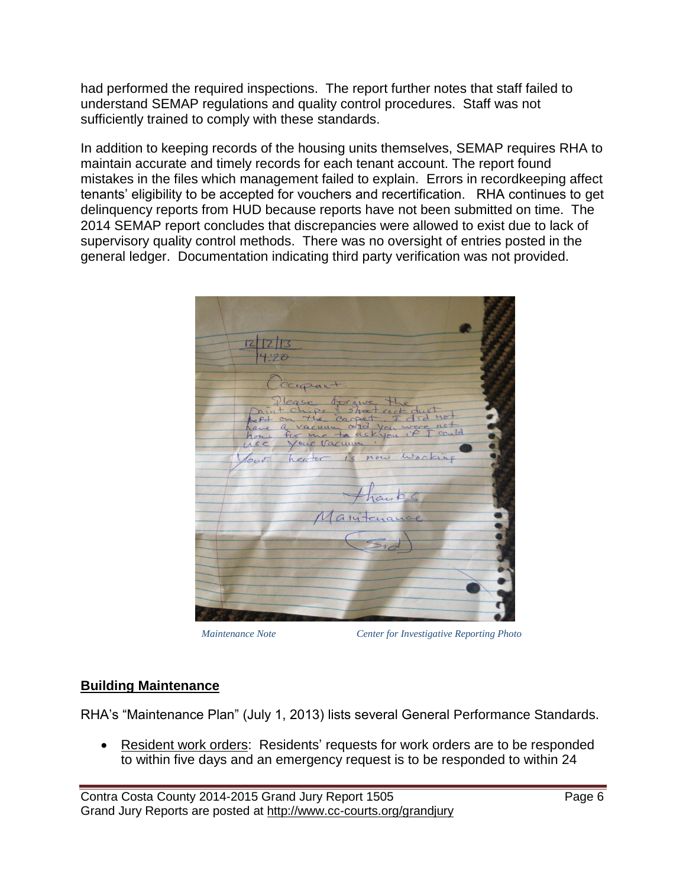had performed the required inspections. The report further notes that staff failed to understand SEMAP regulations and quality control procedures. Staff was not sufficiently trained to comply with these standards.

In addition to keeping records of the housing units themselves, SEMAP requires RHA to maintain accurate and timely records for each tenant account. The report found mistakes in the files which management failed to explain. Errors in recordkeeping affect tenants' eligibility to be accepted for vouchers and recertification. RHA continues to get delinquency reports from HUD because reports have not been submitted on time. The 2014 SEMAP report concludes that discrepancies were allowed to exist due to lack of supervisory quality control methods. There was no oversight of entries posted in the general ledger. Documentation indicating third party verification was not provided.

*Maintenance Note* *Center for Investigative Reporting Photo*

## Building Maintenance

RHA's "Maintenance Plan" (July 1, 2013) lists several General Performance Standards.

- Resident work orders: Residents' requests for work orders are to be responded to within five days and an emergency request is to be responded to within 24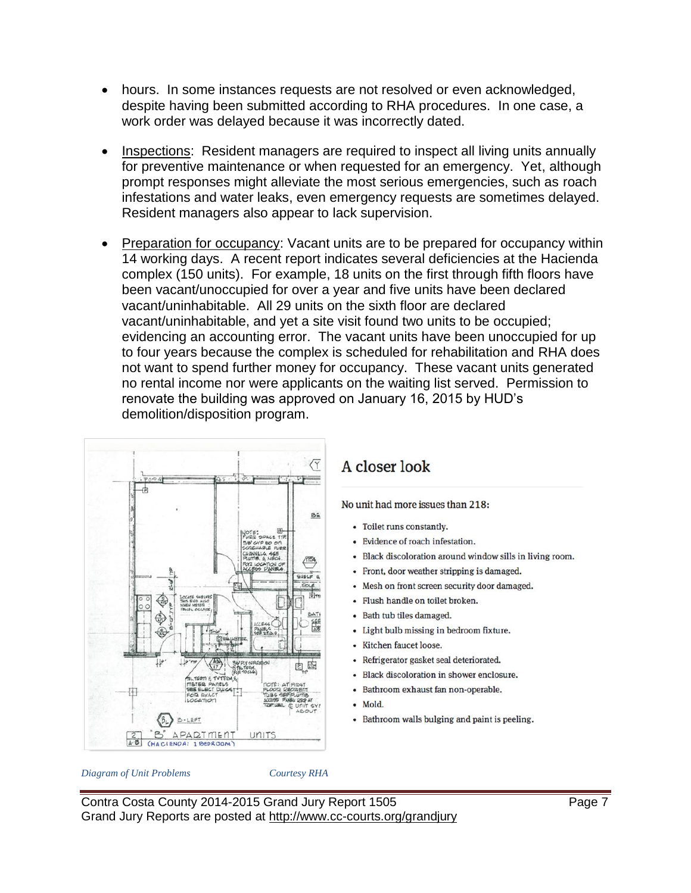- hours. In some instances requests are not resolved or even acknowledged, despite having been submitted according to RHA procedures. In one case, a work order was delayed because it was incorrectly dated.

- Inspections: Resident managers are required to inspect all living units annually for preventive maintenance or when requested for an emergency. Yet, although prompt responses might alleviate the most serious emergencies, such as roach infestations and water leaks, even emergency requests are sometimes delayed. Resident managers also appear to lack supervision.

- Preparation for occupancy: Vacant units are to be prepared for occupancy within 14 working days. A recent report indicates several deficiencies at the Hacienda complex (150 units). For example, 18 units on the first through fifth floors have been vacant/unoccupied for over a year and five units have been declared vacant/uninhabitable. All 29 units on the sixth floor are declared vacant/uninhabitable, and yet a site visit found two units to be occupied; evidencing an accounting error. The vacant units have been unoccupied for up to four years because the complex is scheduled for rehabilitation and RHA does not want to spend further money for occupancy. These vacant units generated no rental income nor were applicants on the waiting list served. Permission to renovate the building was approved on January 16, 2015 by HUD's demolition/disposition program.

## A closer look

No unit had more issues than 218:

- Toilet runs constantly.
- Evidence of roach infestation.
- Black discoloration around window sills in living room.
- Front, door weather stripping is damaged.
- Mesh on front screen security door damaged.
- Flush handle on toilet broken.
- Bath tub tiles damaged.
- Light bulb missing in bedroom fixture.
- Kitchen faucet loose.
- Refrigerator gasket seal deteriorated.
- Black discoloration in shower enclosure.
- Bathroom exhaust fan non-operable.
- Mold.
- Bathroom walls bulging and paint is peeling.

*Diagram of Unit Problems* *Courtesy RHA*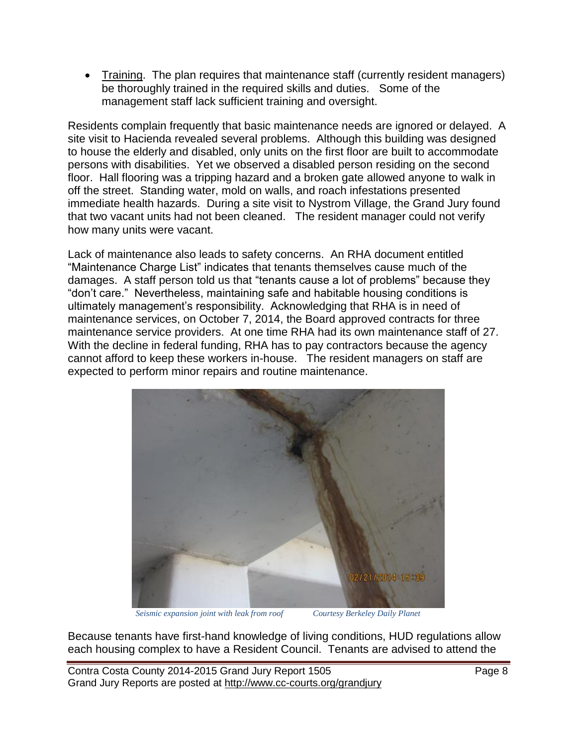- Training. The plan requires that maintenance staff (currently resident managers) be thoroughly trained in the required skills and duties. Some of the management staff lack sufficient training and oversight.

Residents complain frequently that basic maintenance needs are ignored or delayed. A site visit to Hacienda revealed several problems. Although this building was designed to house the elderly and disabled, only units on the first floor are built to accommodate persons with disabilities. Yet we observed a disabled person residing on the second floor. Hall flooring was a tripping hazard and a broken gate allowed anyone to walk in off the street. Standing water, mold on walls, and roach infestations presented immediate health hazards. During a site visit to Nystrom Village, the Grand Jury found that two vacant units had not been cleaned. The resident manager could not verify how many units were vacant.

Lack of maintenance also leads to safety concerns. An RHA document entitled "Maintenance Charge List" indicates that tenants themselves cause much of the damages. A staff person told us that "tenants cause a lot of problems" because they "don't care." Nevertheless, maintaining safe and habitable housing conditions is ultimately management's responsibility. Acknowledging that RHA is in need of maintenance services, on October 7, 2014, the Board approved contracts for three maintenance service providers. At one time RHA had its own maintenance staff of 27. With the decline in federal funding, RHA has to pay contractors because the agency cannot afford to keep these workers in-house. The resident managers on staff are expected to perform minor repairs and routine maintenance.

*Seismic expansion joint with leak from roof* *Courtesy Berkeley Daily Planet*

Because tenants have first-hand knowledge of living conditions, HUD regulations allow each housing complex to have a Resident Council. Tenants are advised to attend the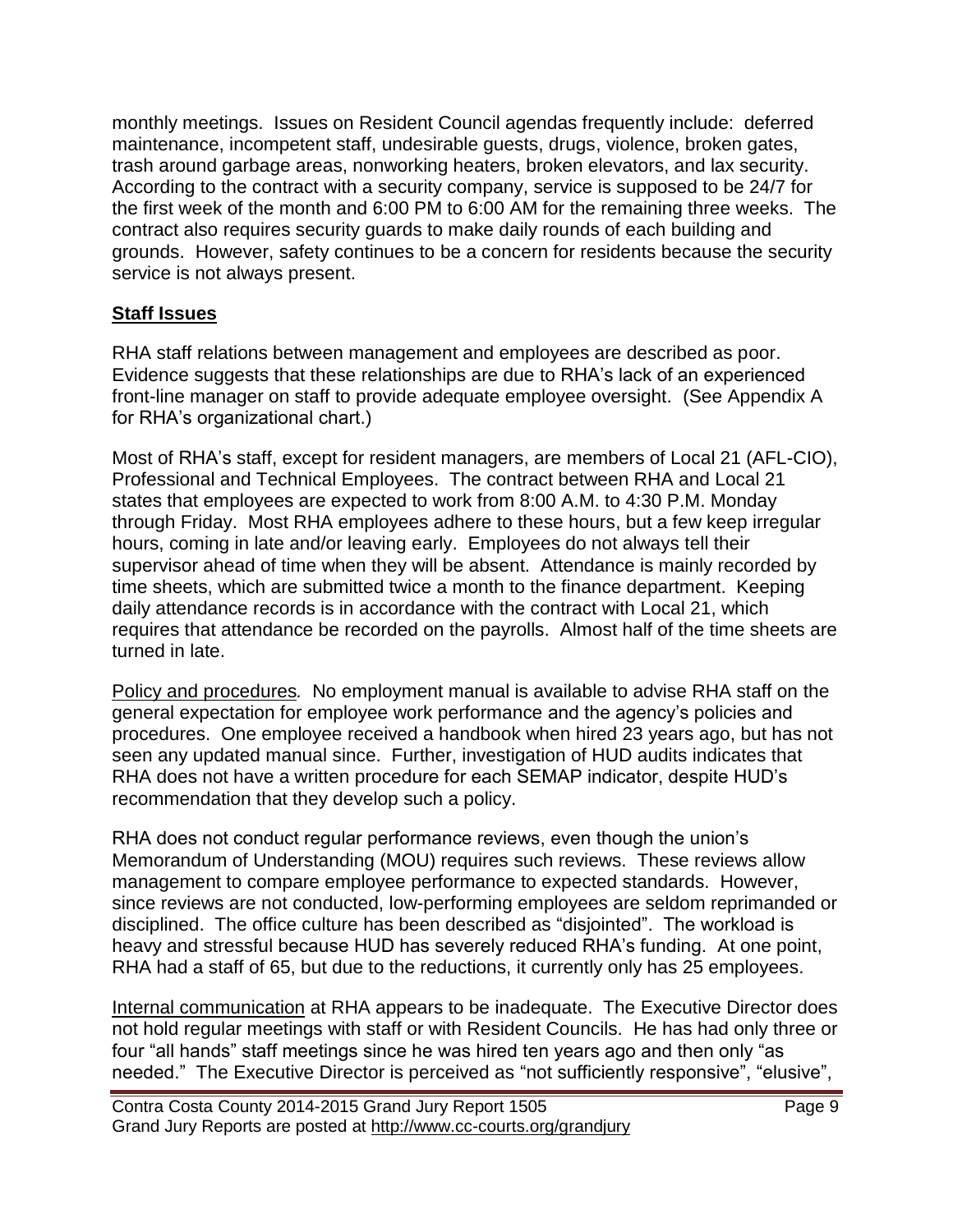monthly meetings. Issues on Resident Council agendas frequently include: deferred maintenance, incompetent staff, undesirable guests, drugs, violence, broken gates, trash around garbage areas, nonworking heaters, broken elevators, and lax security. According to the contract with a security company, service is supposed to be 24/7 for the first week of the month and 6:00 PM to 6:00 AM for the remaining three weeks. The contract also requires security guards to make daily rounds of each building and grounds. However, safety continues to be a concern for residents because the security service is not always present.

## **Staff Issues**

RHA staff relations between management and employees are described as poor. Evidence suggests that these relationships are due to RHA's lack of an experienced front-line manager on staff to provide adequate employee oversight. (See Appendix A for RHA's organizational chart.)

Most of RHA's staff, except for resident managers, are members of Local 21 (AFL-CIO), Professional and Technical Employees. The contract between RHA and Local 21 states that employees are expected to work from 8:00 A.M. to 4:30 P.M. Monday through Friday. Most RHA employees adhere to these hours, but a few keep irregular hours, coming in late and/or leaving early. Employees do not always tell their supervisor ahead of time when they will be absent. Attendance is mainly recorded by time sheets, which are submitted twice a month to the finance department. Keeping daily attendance records is in accordance with the contract with Local 21, which requires that attendance be recorded on the payrolls. Almost half of the time sheets are turned in late.

Policy and procedures*.* No employment manual is available to advise RHA staff on the general expectation for employee work performance and the agency's policies and procedures. One employee received a handbook when hired 23 years ago, but has not seen any updated manual since. Further, investigation of HUD audits indicates that RHA does not have a written procedure for each SEMAP indicator, despite HUD's recommendation that they develop such a policy.

RHA does not conduct regular performance reviews, even though the union's Memorandum of Understanding (MOU) requires such reviews. These reviews allow management to compare employee performance to expected standards. However, since reviews are not conducted, low-performing employees are seldom reprimanded or disciplined. The office culture has been described as "disjointed". The workload is heavy and stressful because HUD has severely reduced RHA's funding. At one point, RHA had a staff of 65, but due to the reductions, it currently only has 25 employees.

Internal communication at RHA appears to be inadequate. The Executive Director does not hold regular meetings with staff or with Resident Councils. He has had only three or four "all hands" staff meetings since he was hired ten years ago and then only "as needed." The Executive Director is perceived as "not sufficiently responsive", "elusive",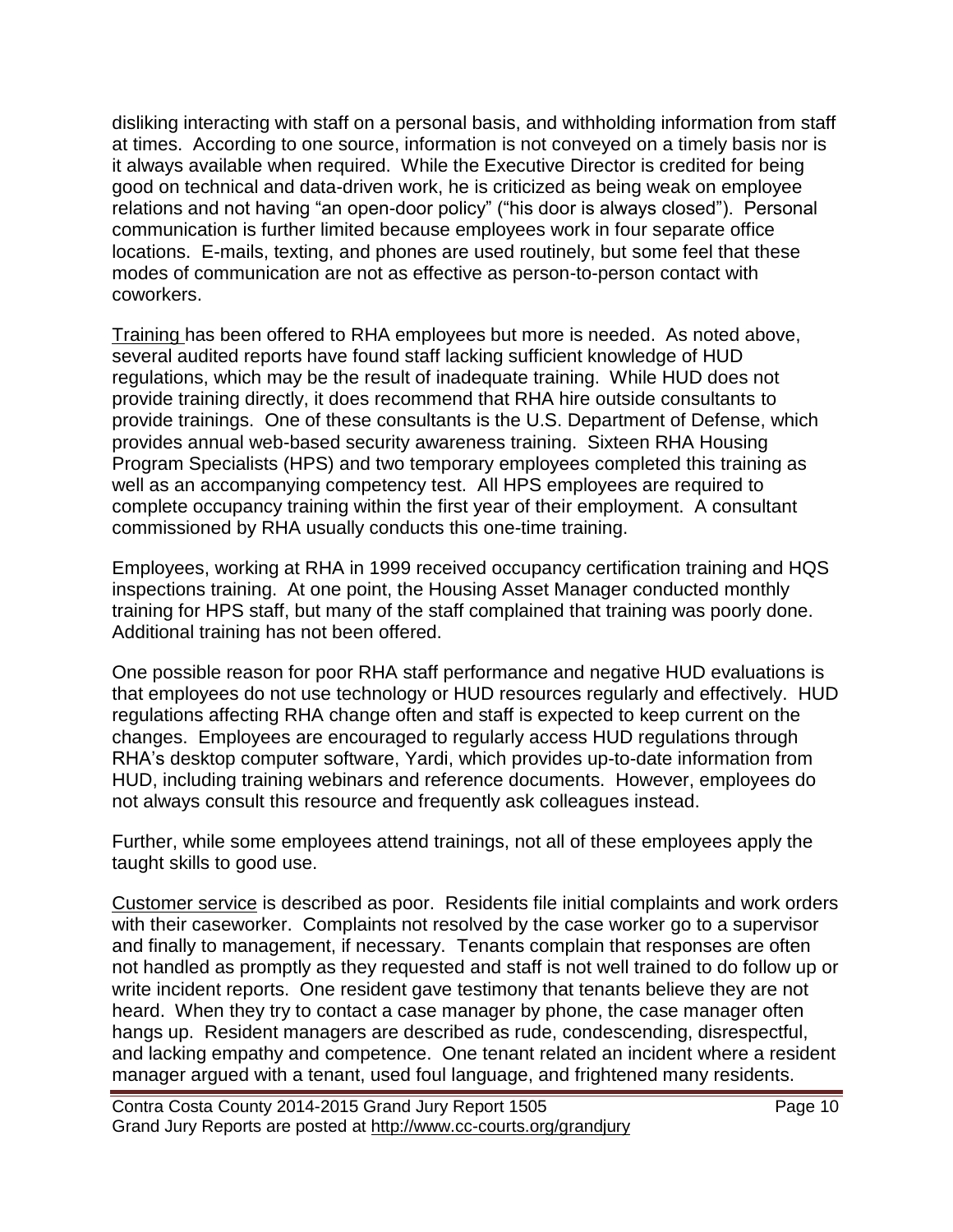disliking interacting with staff on a personal basis, and withholding information from staff at times. According to one source, information is not conveyed on a timely basis nor is it always available when required. While the Executive Director is credited for being good on technical and data-driven work, he is criticized as being weak on employee relations and not having "an open-door policy" ("his door is always closed"). Personal communication is further limited because employees work in four separate office locations. E-mails, texting, and phones are used routinely, but some feel that these modes of communication are not as effective as person-to-person contact with coworkers.

<u>Training</u> has been offered to RHA employees but more is needed. As noted above, several audited reports have found staff lacking sufficient knowledge of HUD regulations, which may be the result of inadequate training. While HUD does not provide training directly, it does recommend that RHA hire outside consultants to provide trainings. One of these consultants is the U.S. Department of Defense, which provides annual web-based security awareness training. Sixteen RHA Housing Program Specialists (HPS) and two temporary employees completed this training as well as an accompanying competency test. All HPS employees are required to complete occupancy training within the first year of their employment. A consultant commissioned by RHA usually conducts this one-time training.

Employees, working at RHA in 1999 received occupancy certification training and HQS inspections training. At one point, the Housing Asset Manager conducted monthly training for HPS staff, but many of the staff complained that training was poorly done. Additional training has not been offered.

One possible reason for poor RHA staff performance and negative HUD evaluations is that employees do not use technology or HUD resources regularly and effectively. HUD regulations affecting RHA change often and staff is expected to keep current on the changes. Employees are encouraged to regularly access HUD regulations through RHA's desktop computer software, Yardi, which provides up-to-date information from HUD, including training webinars and reference documents. However, employees do not always consult this resource and frequently ask colleagues instead.

Further, while some employees attend trainings, not all of these employees apply the taught skills to good use.

<u>Customer service</u> is described as poor. Residents file initial complaints and work orders with their caseworker. Complaints not resolved by the case worker go to a supervisor and finally to management, if necessary. Tenants complain that responses are often not handled as promptly as they requested and staff is not well trained to do follow up or write incident reports. One resident gave testimony that tenants believe they are not heard. When they try to contact a case manager by phone, the case manager often hangs up. Resident managers are described as rude, condescending, disrespectful, and lacking empathy and competence. One tenant related an incident where a resident manager argued with a tenant, used foul language, and frightened many residents.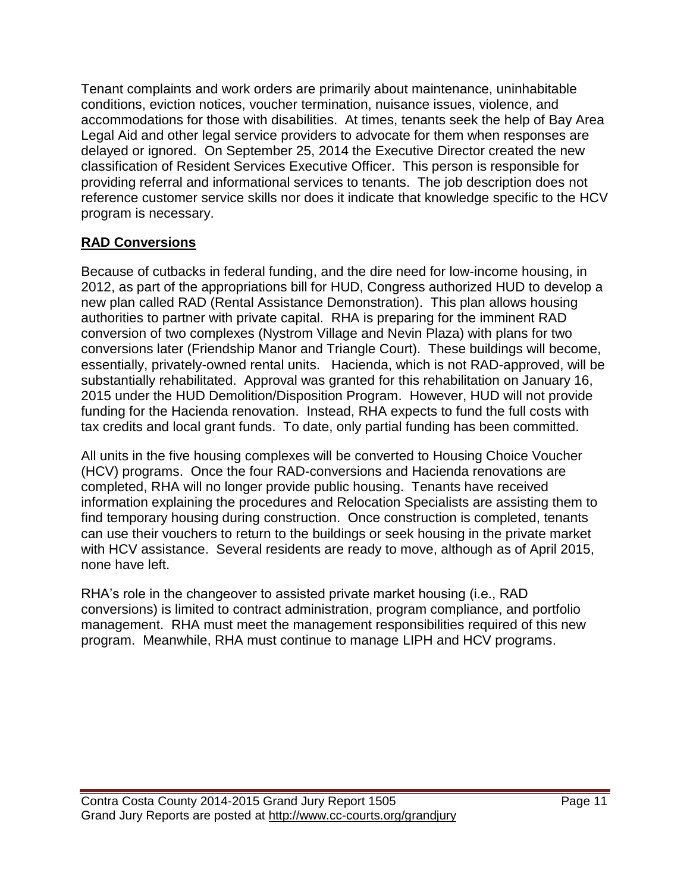Tenant complaints and work orders are primarily about maintenance, uninhabitable conditions, eviction notices, voucher termination, nuisance issues, violence, and accommodations for those with disabilities. At times, tenants seek the help of Bay Area Legal Aid and other legal service providers to advocate for them when responses are delayed or ignored. On September 25, 2014 the Executive Director created the new classification of Resident Services Executive Officer. This person is responsible for providing referral and informational services to tenants. The job description does not reference customer service skills nor does it indicate that knowledge specific to the HCV program is necessary.

## **RAD Conversions**

Because of cutbacks in federal funding, and the dire need for low-income housing, in 2012, as part of the appropriations bill for HUD, Congress authorized HUD to develop a new plan called RAD (Rental Assistance Demonstration). This plan allows housing authorities to partner with private capital. RHA is preparing for the imminent RAD conversion of two complexes (Nystrom Village and Nevin Plaza) with plans for two conversions later (Friendship Manor and Triangle Court). These buildings will become, essentially, privately-owned rental units. Hacienda, which is not RAD-approved, will be substantially rehabilitated. Approval was granted for this rehabilitation on January 16, 2015 under the HUD Demolition/Disposition Program. However, HUD will not provide funding for the Hacienda renovation. Instead, RHA expects to fund the full costs with tax credits and local grant funds. To date, only partial funding has been committed.

All units in the five housing complexes will be converted to Housing Choice Voucher (HCV) programs. Once the four RAD-conversions and Hacienda renovations are completed, RHA will no longer provide public housing. Tenants have received information explaining the procedures and Relocation Specialists are assisting them to find temporary housing during construction. Once construction is completed, tenants can use their vouchers to return to the buildings or seek housing in the private market with HCV assistance. Several residents are ready to move, although as of April 2015, none have left.

RHA's role in the changeover to assisted private market housing (i.e., RAD conversions) is limited to contract administration, program compliance, and portfolio management. RHA must meet the management responsibilities required of this new program. Meanwhile, RHA must continue to manage LIPH and HCV programs.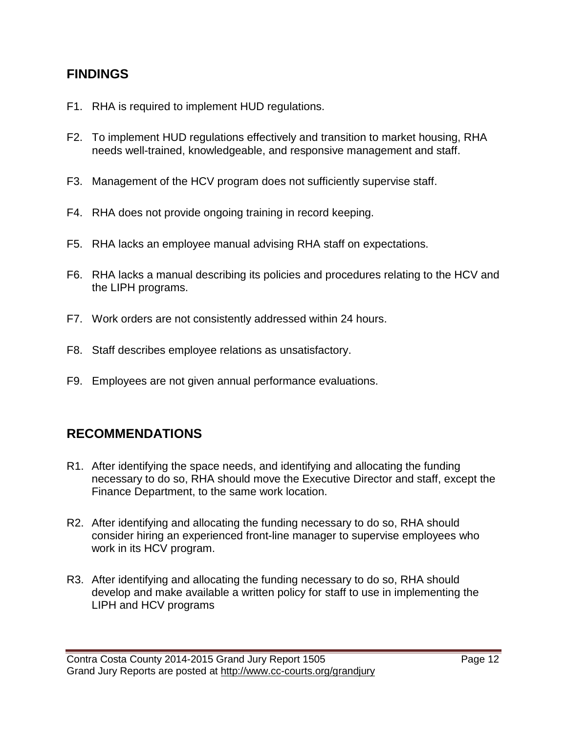## FINDINGS

F1. RHA is required to implement HUD regulations.

F2. To implement HUD regulations effectively and transition to market housing, RHA needs well-trained, knowledgeable, and responsive management and staff.

F3. Management of the HCV program does not sufficiently supervise staff.

F4. RHA does not provide ongoing training in record keeping.

F5. RHA lacks an employee manual advising RHA staff on expectations.

F6. RHA lacks a manual describing its policies and procedures relating to the HCV and the LIPH programs.

F7. Work orders are not consistently addressed within 24 hours.

F8. Staff describes employee relations as unsatisfactory.

F9. Employees are not given annual performance evaluations.

## RECOMMENDATIONS

R1. After identifying the space needs, and identifying and allocating the funding necessary to do so, RHA should move the Executive Director and staff, except the Finance Department, to the same work location.

R2. After identifying and allocating the funding necessary to do so, RHA should consider hiring an experienced front-line manager to supervise employees who work in its HCV program.

R3. After identifying and allocating the funding necessary to do so, RHA should develop and make available a written policy for staff to use in implementing the LIPH and HCV programs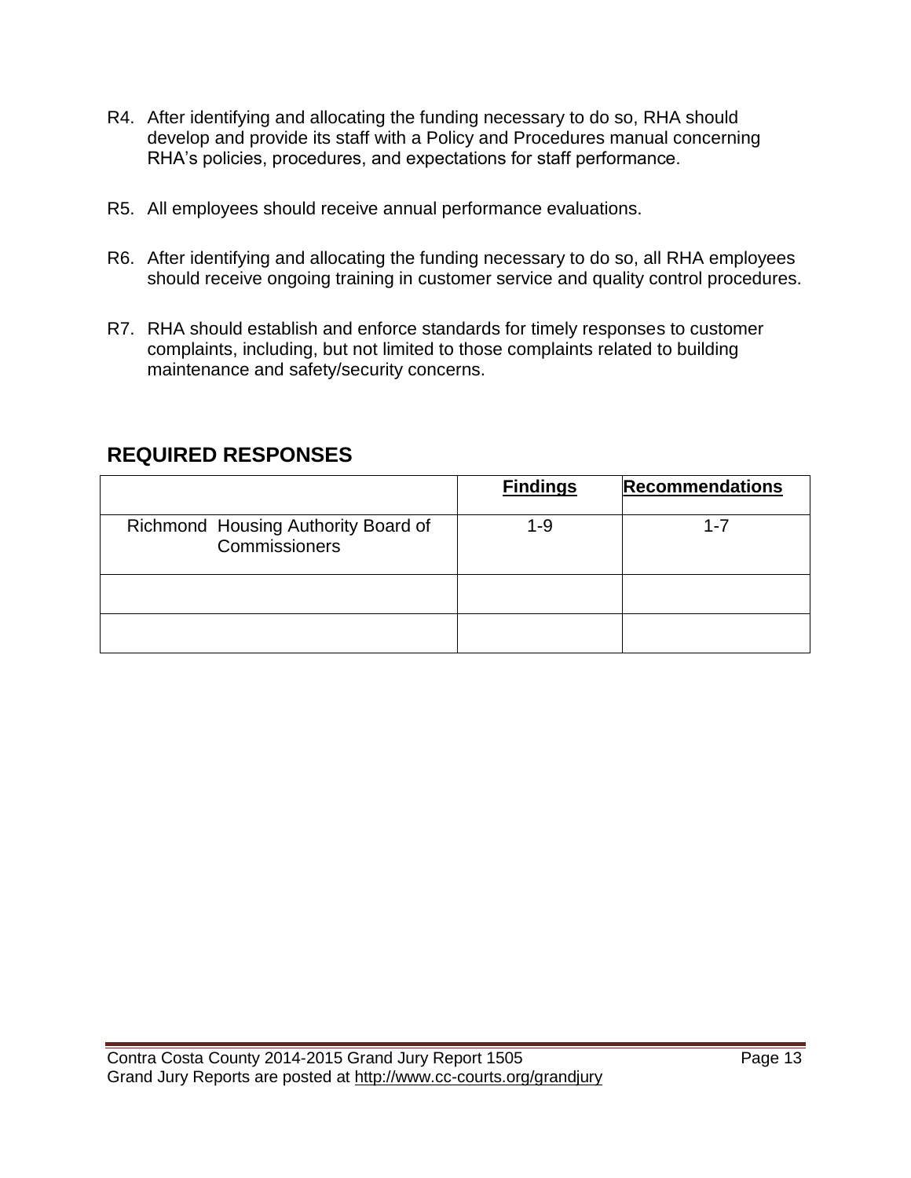R4. After identifying and allocating the funding necessary to do so, RHA should develop and provide its staff with a Policy and Procedures manual concerning RHA's policies, procedures, and expectations for staff performance.

R5. All employees should receive annual performance evaluations.

R6. After identifying and allocating the funding necessary to do so, all RHA employees should receive ongoing training in customer service and quality control procedures.

R7. RHA should establish and enforce standards for timely responses to customer complaints, including, but not limited to those complaints related to building maintenance and safety/security concerns.

## REQUIRED RESPONSES

| | **Findings** | **Recommendations** |
|---|---|---|
| Richmond Housing Authority Board of Commissioners | 1-9 | 1-7 |
| | | |
| | | |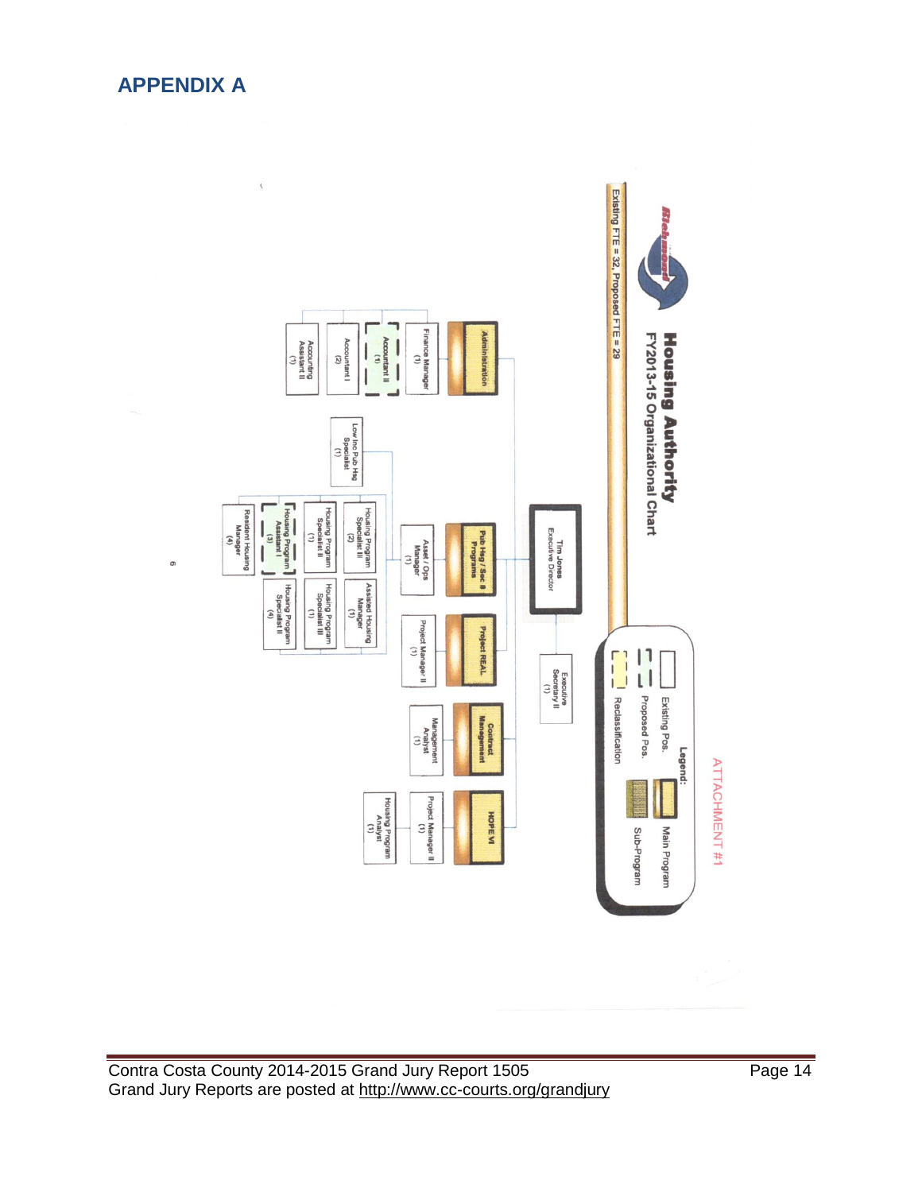## APPENDIX A

ATTACHMENT #1

Richmond

Housing Authority

FY2013-15 Organizational Chart

Existing FTE = 32, Proposed FTE = 29

Legend:

Existing Pos.

Proposed Pos.

Reclassification

Main Program

Sub-Program

Tim Jones
Executive Director

Executive Secretary II
(1)

Administration

Finance Manager
(1)

Accountant II
(1)

Accountant I
(2)

Accounting Assistant II
(1)

Pub Hsg / Sec 8 Programs

Asset / Ops Manager
(1)

Low Inc Pub Hsg Specialist
(1)

Housing Program Specialist III
(2)

Housing Program Specialist II
(1)

Housing Program Assistant I
(3)

Resident Housing Manager
(4)

Assisted Housing Manager
(1)

Housing Program Specialist III
(1)

Housing Program Specialist II
(4)

Project REAL

Project Manager II
(1)

Contract Management

Management Analyst
(1)

HOPE VI

Project Manager II
(1)

Housing Program Analyst
(1)

6